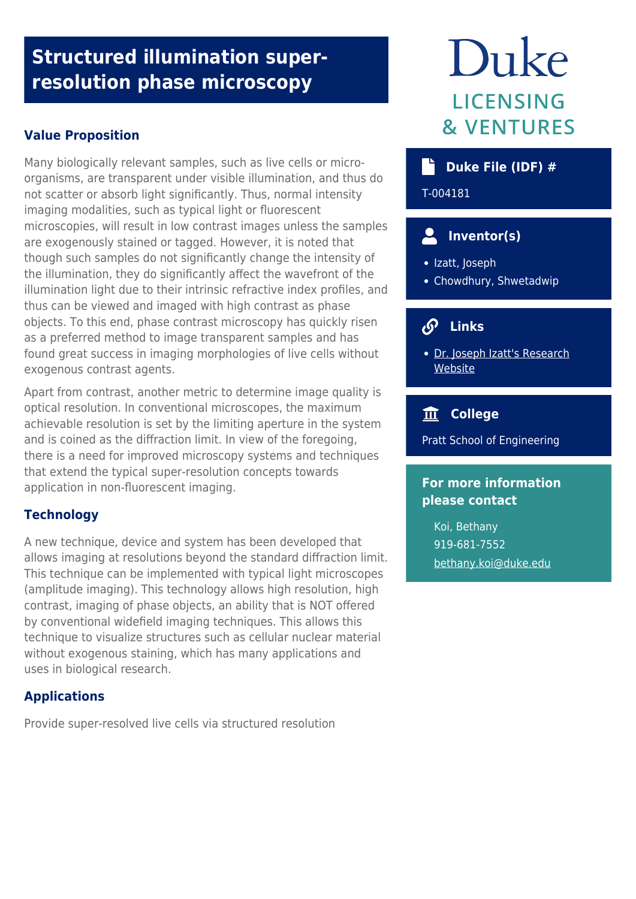# Structured illumination super-resolution phase microscopy

Duke LICENSING & VENTURES

## Value Proposition

Many biologically relevant samples, such as live cells or micro-organisms, are transparent under visible illumination, and thus do not scatter or absorb light significantly. Thus, normal intensity imaging modalities, such as typical light or fluorescent microscopies, will result in low contrast images unless the samples are exogenously stained or tagged. However, it is noted that though such samples do not significantly change the intensity of the illumination, they do significantly affect the wavefront of the illumination light due to their intrinsic refractive index profiles, and thus can be viewed and imaged with high contrast as phase objects. To this end, phase contrast microscopy has quickly risen as a preferred method to image transparent samples and has found great success in imaging morphologies of live cells without exogenous contrast agents.

Apart from contrast, another metric to determine image quality is optical resolution. In conventional microscopes, the maximum achievable resolution is set by the limiting aperture in the system and is coined as the diffraction limit. In view of the foregoing, there is a need for improved microscopy systems and techniques that extend the typical super-resolution concepts towards application in non-fluorescent imaging.

## Technology

A new technique, device and system has been developed that allows imaging at resolutions beyond the standard diffraction limit. This technique can be implemented with typical light microscopes (amplitude imaging). This technology allows high resolution, high contrast, imaging of phase objects, an ability that is NOT offered by conventional widefield imaging techniques. This allows this technique to visualize structures such as cellular nuclear material without exogenous staining, which has many applications and uses in biological research.

## Applications

Provide super-resolved live cells via structured resolution

### Duke File (IDF) #

T-004181

### Inventor(s)

- Izatt, Joseph
- Chowdhury, Shwetadwip

### Links

- Dr. Joseph Izatt's Research Website

### College

Pratt School of Engineering

### For more information please contact

Koi, Bethany
919-681-7552
bethany.koi@duke.edu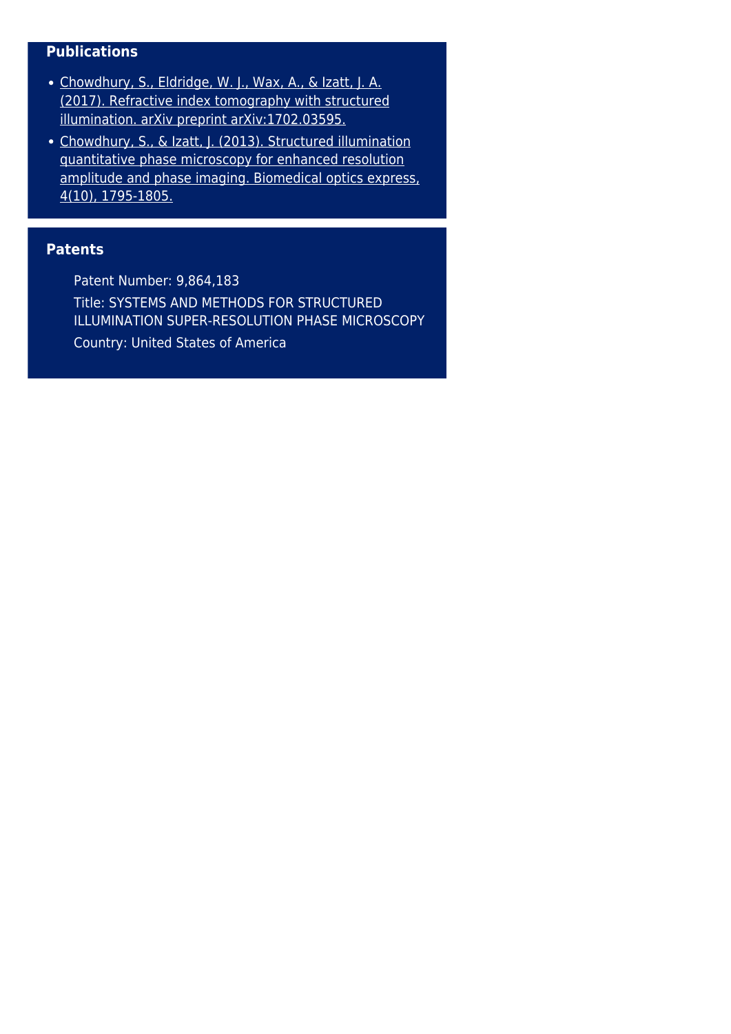## Publications

- Chowdhury, S., Eldridge, W. J., Wax, A., & Izatt, J. A. (2017). Refractive index tomography with structured illumination. arXiv preprint arXiv:1702.03595.
- Chowdhury, S., & Izatt, J. (2013). Structured illumination quantitative phase microscopy for enhanced resolution amplitude and phase imaging. Biomedical optics express, 4(10), 1795-1805.

## Patents

Patent Number: 9,864,183

Title: SYSTEMS AND METHODS FOR STRUCTURED ILLUMINATION SUPER-RESOLUTION PHASE MICROSCOPY

Country: United States of America